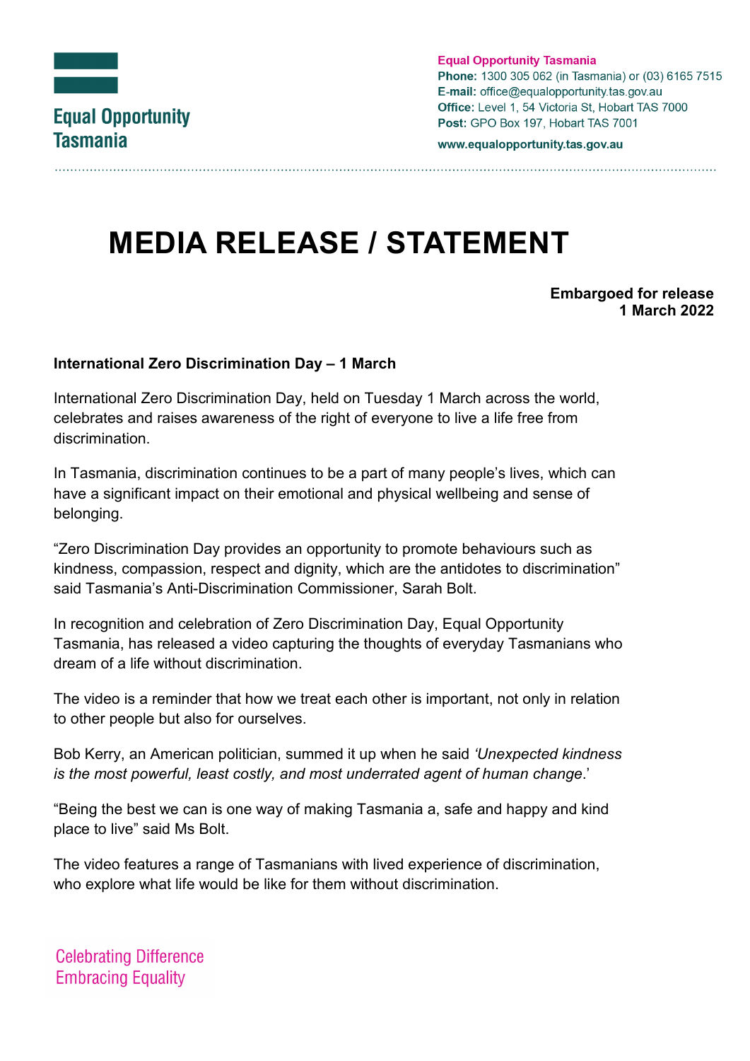Equal Opportunity Tasmania

**Equal Opportunity Tasmania**
**Phone:** 1300 305 062 (in Tasmania) or (03) 6165 7515
**E-mail:** office@equalopportunity.tas.gov.au
**Office:** Level 1, 54 Victoria St, Hobart TAS 7000
**Post:** GPO Box 197, Hobart TAS 7001

**www.equalopportunity.tas.gov.au**

# MEDIA RELEASE / STATEMENT

**Embargoed for release**
**1 March 2022**

**International Zero Discrimination Day – 1 March**

International Zero Discrimination Day, held on Tuesday 1 March across the world, celebrates and raises awareness of the right of everyone to live a life free from discrimination.

In Tasmania, discrimination continues to be a part of many people's lives, which can have a significant impact on their emotional and physical wellbeing and sense of belonging.

"Zero Discrimination Day provides an opportunity to promote behaviours such as kindness, compassion, respect and dignity, which are the antidotes to discrimination" said Tasmania's Anti-Discrimination Commissioner, Sarah Bolt.

In recognition and celebration of Zero Discrimination Day, Equal Opportunity Tasmania, has released a video capturing the thoughts of everyday Tasmanians who dream of a life without discrimination.

The video is a reminder that how we treat each other is important, not only in relation to other people but also for ourselves.

Bob Kerry, an American politician, summed it up when he said *'Unexpected kindness is the most powerful, least costly, and most underrated agent of human change*.'

"Being the best we can is one way of making Tasmania a, safe and happy and kind place to live" said Ms Bolt.

The video features a range of Tasmanians with lived experience of discrimination, who explore what life would be like for them without discrimination.

Celebrating Difference
Embracing Equality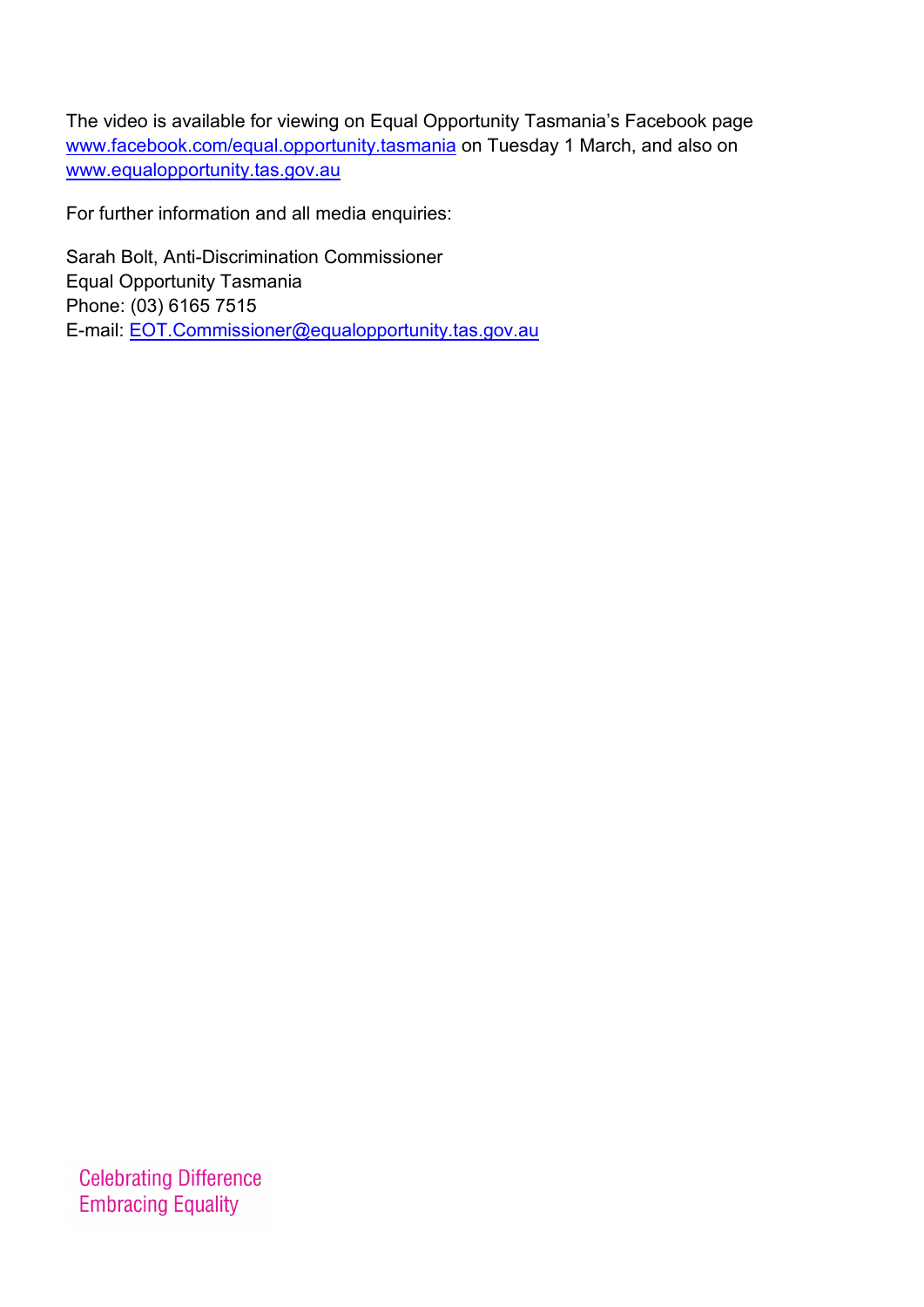The video is available for viewing on Equal Opportunity Tasmania's Facebook page www.facebook.com/equal.opportunity.tasmania on Tuesday 1 March, and also on www.equalopportunity.tas.gov.au

For further information and all media enquiries:

Sarah Bolt, Anti-Discrimination Commissioner
Equal Opportunity Tasmania
Phone: (03) 6165 7515
E-mail: EOT.Commissioner@equalopportunity.tas.gov.au

Celebrating Difference
Embracing Equality